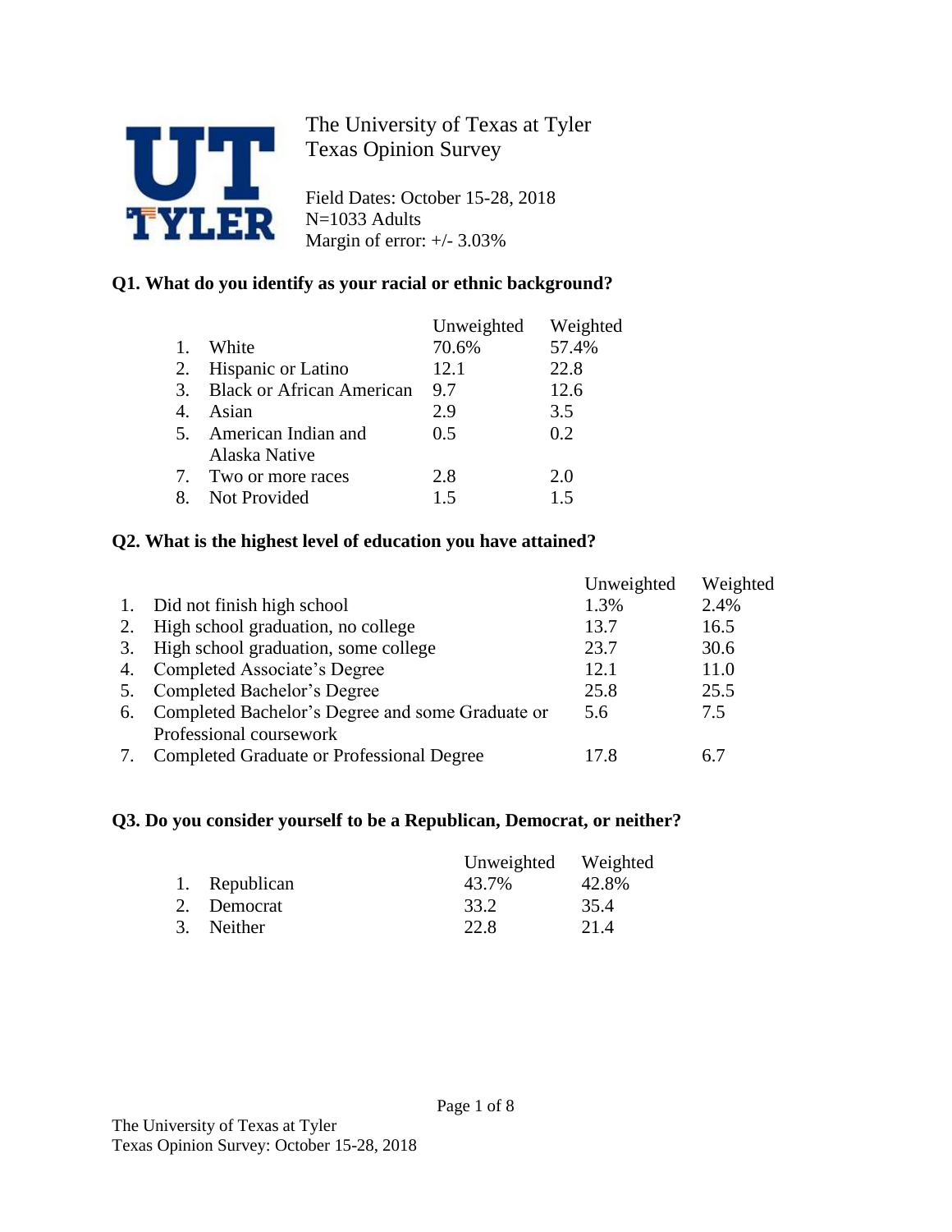# The University of Texas at Tyler
## Texas Opinion Survey

Field Dates: October 15-28, 2018
N=1033 Adults
Margin of error: +/- 3.03%

### Q1. What do you identify as your racial or ethnic background?

| | | Unweighted | Weighted |
|---|---|---|---|
| 1. | White | 70.6% | 57.4% |
| 2. | Hispanic or Latino | 12.1 | 22.8 |
| 3. | Black or African American | 9.7 | 12.6 |
| 4. | Asian | 2.9 | 3.5 |
| 5. | American Indian and Alaska Native | 0.5 | 0.2 |
| 7. | Two or more races | 2.8 | 2.0 |
| 8. | Not Provided | 1.5 | 1.5 |

### Q2. What is the highest level of education you have attained?

| | | Unweighted | Weighted |
|---|---|---|---|
| 1. | Did not finish high school | 1.3% | 2.4% |
| 2. | High school graduation, no college | 13.7 | 16.5 |
| 3. | High school graduation, some college | 23.7 | 30.6 |
| 4. | Completed Associate's Degree | 12.1 | 11.0 |
| 5. | Completed Bachelor's Degree | 25.8 | 25.5 |
| 6. | Completed Bachelor's Degree and some Graduate or Professional coursework | 5.6 | 7.5 |
| 7. | Completed Graduate or Professional Degree | 17.8 | 6.7 |

### Q3. Do you consider yourself to be a Republican, Democrat, or neither?

| | | Unweighted | Weighted |
|---|---|---|---|
| 1. | Republican | 43.7% | 42.8% |
| 2. | Democrat | 33.2 | 35.4 |
| 3. | Neither | 22.8 | 21.4 |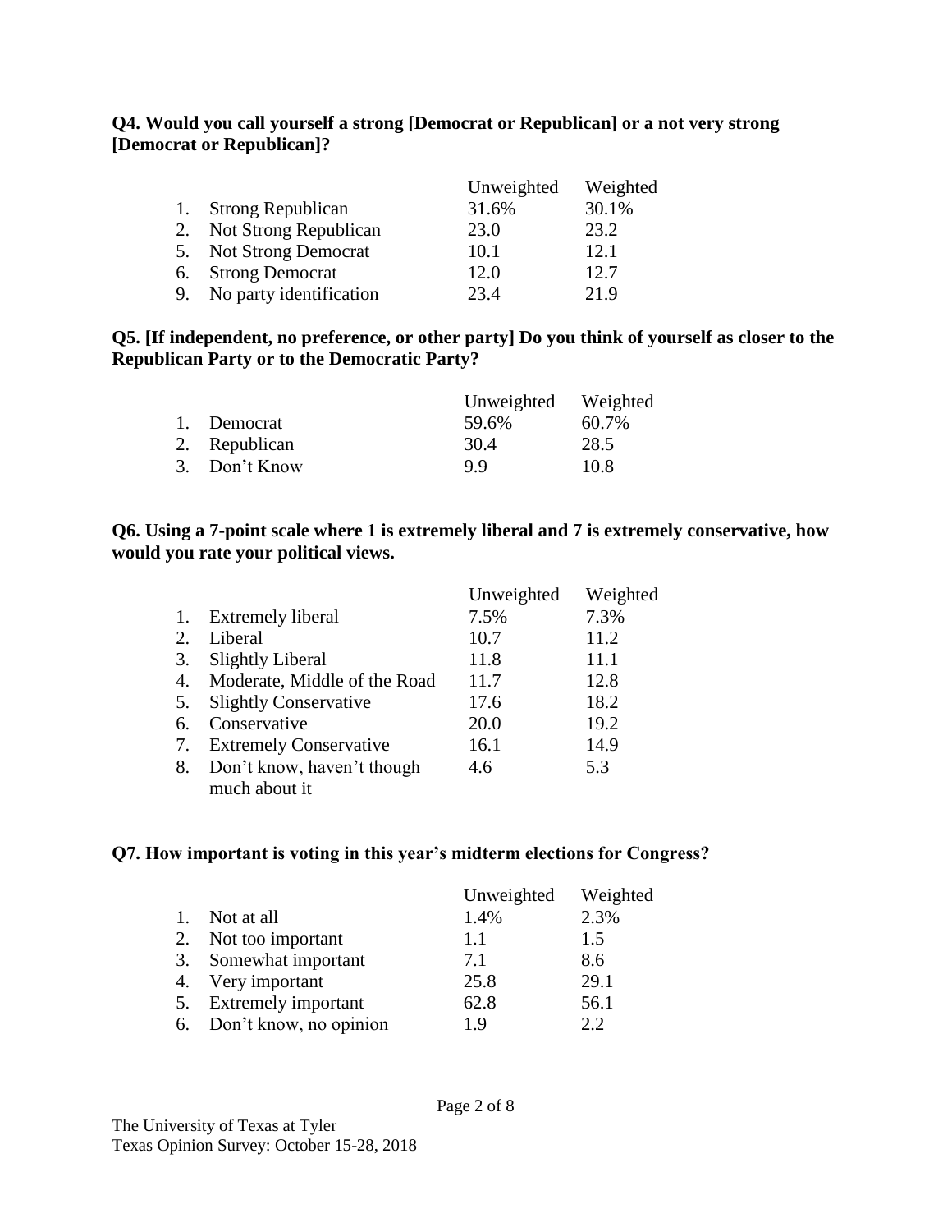**Q4. Would you call yourself a strong [Democrat or Republican] or a not very strong [Democrat or Republican]?**

| | Unweighted | Weighted |
|---|---|---|
| 1. Strong Republican | 31.6% | 30.1% |
| 2. Not Strong Republican | 23.0 | 23.2 |
| 5. Not Strong Democrat | 10.1 | 12.1 |
| 6. Strong Democrat | 12.0 | 12.7 |
| 9. No party identification | 23.4 | 21.9 |

**Q5. [If independent, no preference, or other party] Do you think of yourself as closer to the Republican Party or to the Democratic Party?**

| | Unweighted | Weighted |
|---|---|---|
| 1. Democrat | 59.6% | 60.7% |
| 2. Republican | 30.4 | 28.5 |
| 3. Don't Know | 9.9 | 10.8 |

**Q6. Using a 7-point scale where 1 is extremely liberal and 7 is extremely conservative, how would you rate your political views.**

| | Unweighted | Weighted |
|---|---|---|
| 1. Extremely liberal | 7.5% | 7.3% |
| 2. Liberal | 10.7 | 11.2 |
| 3. Slightly Liberal | 11.8 | 11.1 |
| 4. Moderate, Middle of the Road | 11.7 | 12.8 |
| 5. Slightly Conservative | 17.6 | 18.2 |
| 6. Conservative | 20.0 | 19.2 |
| 7. Extremely Conservative | 16.1 | 14.9 |
| 8. Don't know, haven't though much about it | 4.6 | 5.3 |

**Q7. How important is voting in this year's midterm elections for Congress?**

| | Unweighted | Weighted |
|---|---|---|
| 1. Not at all | 1.4% | 2.3% |
| 2. Not too important | 1.1 | 1.5 |
| 3. Somewhat important | 7.1 | 8.6 |
| 4. Very important | 25.8 | 29.1 |
| 5. Extremely important | 62.8 | 56.1 |
| 6. Don't know, no opinion | 1.9 | 2.2 |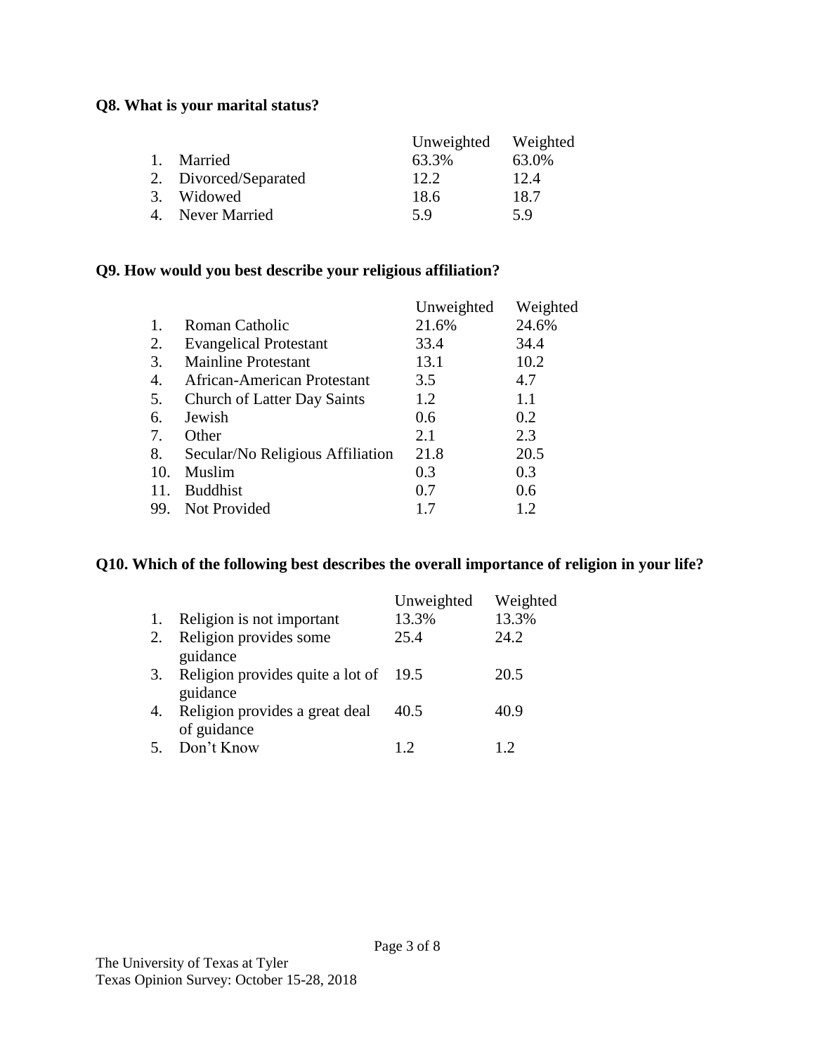**Q8. What is your marital status?**

| | | Unweighted | Weighted |
|---|---|---|---|
| 1. | Married | 63.3% | 63.0% |
| 2. | Divorced/Separated | 12.2 | 12.4 |
| 3. | Widowed | 18.6 | 18.7 |
| 4. | Never Married | 5.9 | 5.9 |

**Q9. How would you best describe your religious affiliation?**

| | | Unweighted | Weighted |
|---|---|---|---|
| 1. | Roman Catholic | 21.6% | 24.6% |
| 2. | Evangelical Protestant | 33.4 | 34.4 |
| 3. | Mainline Protestant | 13.1 | 10.2 |
| 4. | African-American Protestant | 3.5 | 4.7 |
| 5. | Church of Latter Day Saints | 1.2 | 1.1 |
| 6. | Jewish | 0.6 | 0.2 |
| 7. | Other | 2.1 | 2.3 |
| 8. | Secular/No Religious Affiliation | 21.8 | 20.5 |
| 10. | Muslim | 0.3 | 0.3 |
| 11. | Buddhist | 0.7 | 0.6 |
| 99. | Not Provided | 1.7 | 1.2 |

**Q10. Which of the following best describes the overall importance of religion in your life?**

| | | Unweighted | Weighted |
|---|---|---|---|
| 1. | Religion is not important | 13.3% | 13.3% |
| 2. | Religion provides some guidance | 25.4 | 24.2 |
| 3. | Religion provides quite a lot of guidance | 19.5 | 20.5 |
| 4. | Religion provides a great deal of guidance | 40.5 | 40.9 |
| 5. | Don't Know | 1.2 | 1.2 |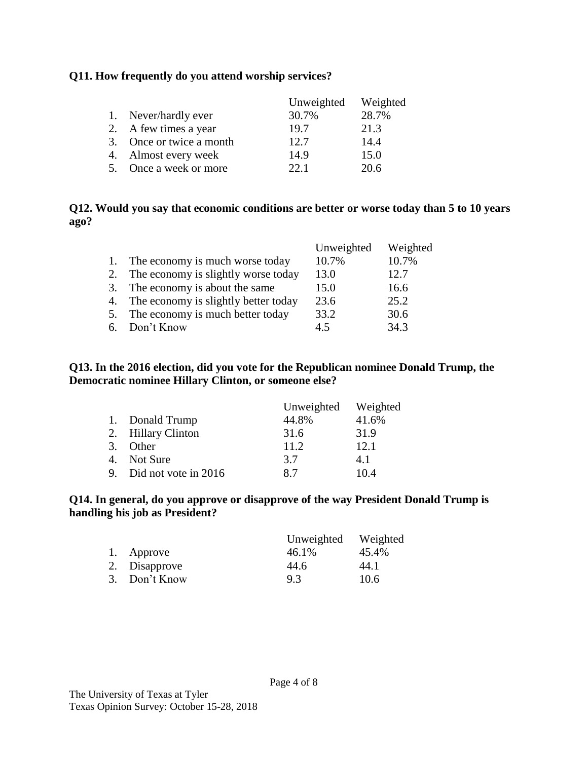**Q11. How frequently do you attend worship services?**

| | Unweighted | Weighted |
|---|---|---|
| 1. Never/hardly ever | 30.7% | 28.7% |
| 2. A few times a year | 19.7 | 21.3 |
| 3. Once or twice a month | 12.7 | 14.4 |
| 4. Almost every week | 14.9 | 15.0 |
| 5. Once a week or more | 22.1 | 20.6 |

**Q12. Would you say that economic conditions are better or worse today than 5 to 10 years ago?**

| | Unweighted | Weighted |
|---|---|---|
| 1. The economy is much worse today | 10.7% | 10.7% |
| 2. The economy is slightly worse today | 13.0 | 12.7 |
| 3. The economy is about the same | 15.0 | 16.6 |
| 4. The economy is slightly better today | 23.6 | 25.2 |
| 5. The economy is much better today | 33.2 | 30.6 |
| 6. Don't Know | 4.5 | 34.3 |

**Q13. In the 2016 election, did you vote for the Republican nominee Donald Trump, the Democratic nominee Hillary Clinton, or someone else?**

| | Unweighted | Weighted |
|---|---|---|
| 1. Donald Trump | 44.8% | 41.6% |
| 2. Hillary Clinton | 31.6 | 31.9 |
| 3. Other | 11.2 | 12.1 |
| 4. Not Sure | 3.7 | 4.1 |
| 9. Did not vote in 2016 | 8.7 | 10.4 |

**Q14. In general, do you approve or disapprove of the way President Donald Trump is handling his job as President?**

| | Unweighted | Weighted |
|---|---|---|
| 1. Approve | 46.1% | 45.4% |
| 2. Disapprove | 44.6 | 44.1 |
| 3. Don't Know | 9.3 | 10.6 |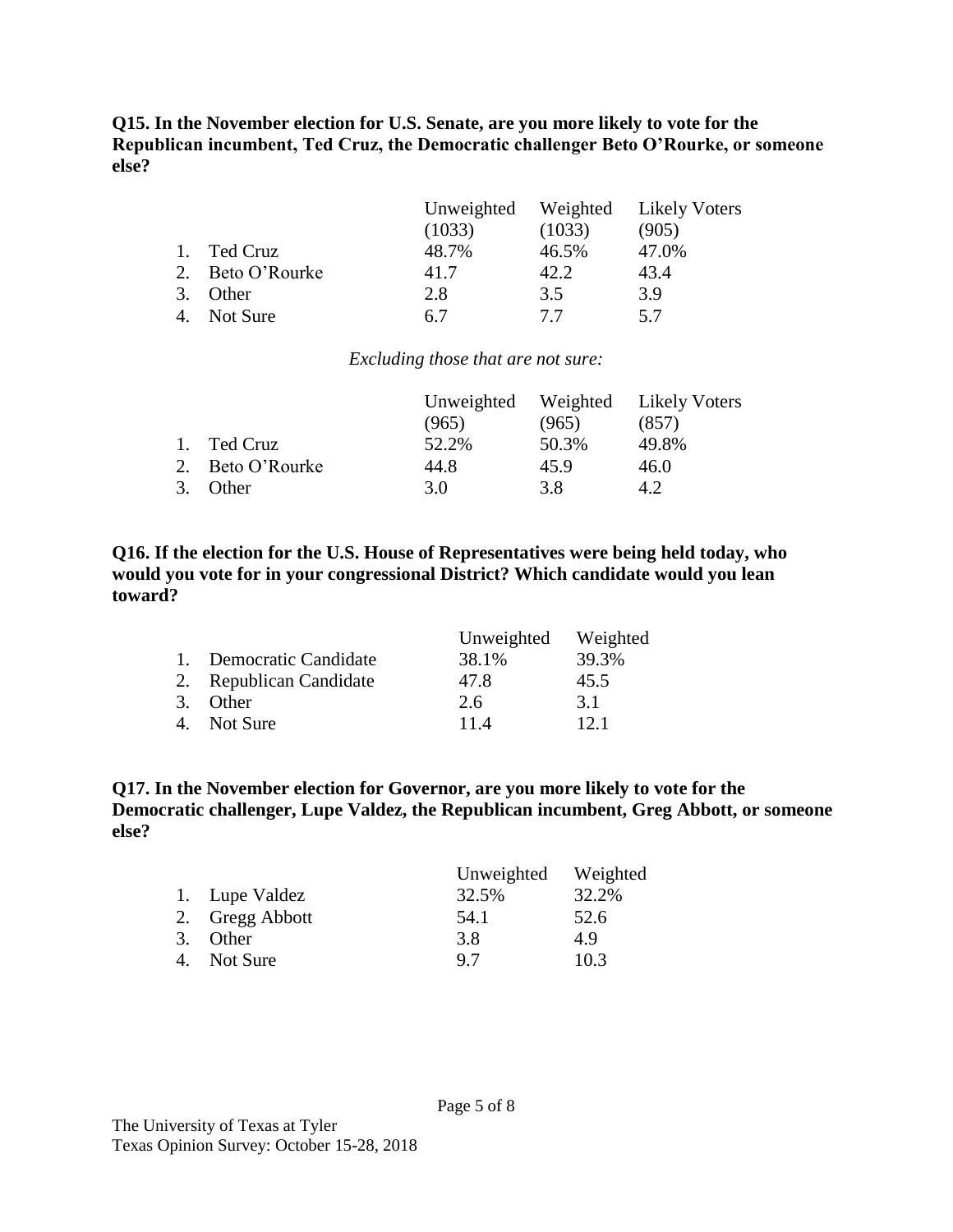**Q15. In the November election for U.S. Senate, are you more likely to vote for the Republican incumbent, Ted Cruz, the Democratic challenger Beto O'Rourke, or someone else?**

| | Unweighted (1033) | Weighted (1033) | Likely Voters (905) |
|---|---|---|---|
| 1. Ted Cruz | 48.7% | 46.5% | 47.0% |
| 2. Beto O'Rourke | 41.7 | 42.2 | 43.4 |
| 3. Other | 2.8 | 3.5 | 3.9 |
| 4. Not Sure | 6.7 | 7.7 | 5.7 |

*Excluding those that are not sure:*

| | Unweighted (965) | Weighted (965) | Likely Voters (857) |
|---|---|---|---|
| 1. Ted Cruz | 52.2% | 50.3% | 49.8% |
| 2. Beto O'Rourke | 44.8 | 45.9 | 46.0 |
| 3. Other | 3.0 | 3.8 | 4.2 |

**Q16. If the election for the U.S. House of Representatives were being held today, who would you vote for in your congressional District? Which candidate would you lean toward?**

| | Unweighted | Weighted |
|---|---|---|
| 1. Democratic Candidate | 38.1% | 39.3% |
| 2. Republican Candidate | 47.8 | 45.5 |
| 3. Other | 2.6 | 3.1 |
| 4. Not Sure | 11.4 | 12.1 |

**Q17. In the November election for Governor, are you more likely to vote for the Democratic challenger, Lupe Valdez, the Republican incumbent, Greg Abbott, or someone else?**

| | Unweighted | Weighted |
|---|---|---|
| 1. Lupe Valdez | 32.5% | 32.2% |
| 2. Gregg Abbott | 54.1 | 52.6 |
| 3. Other | 3.8 | 4.9 |
| 4. Not Sure | 9.7 | 10.3 |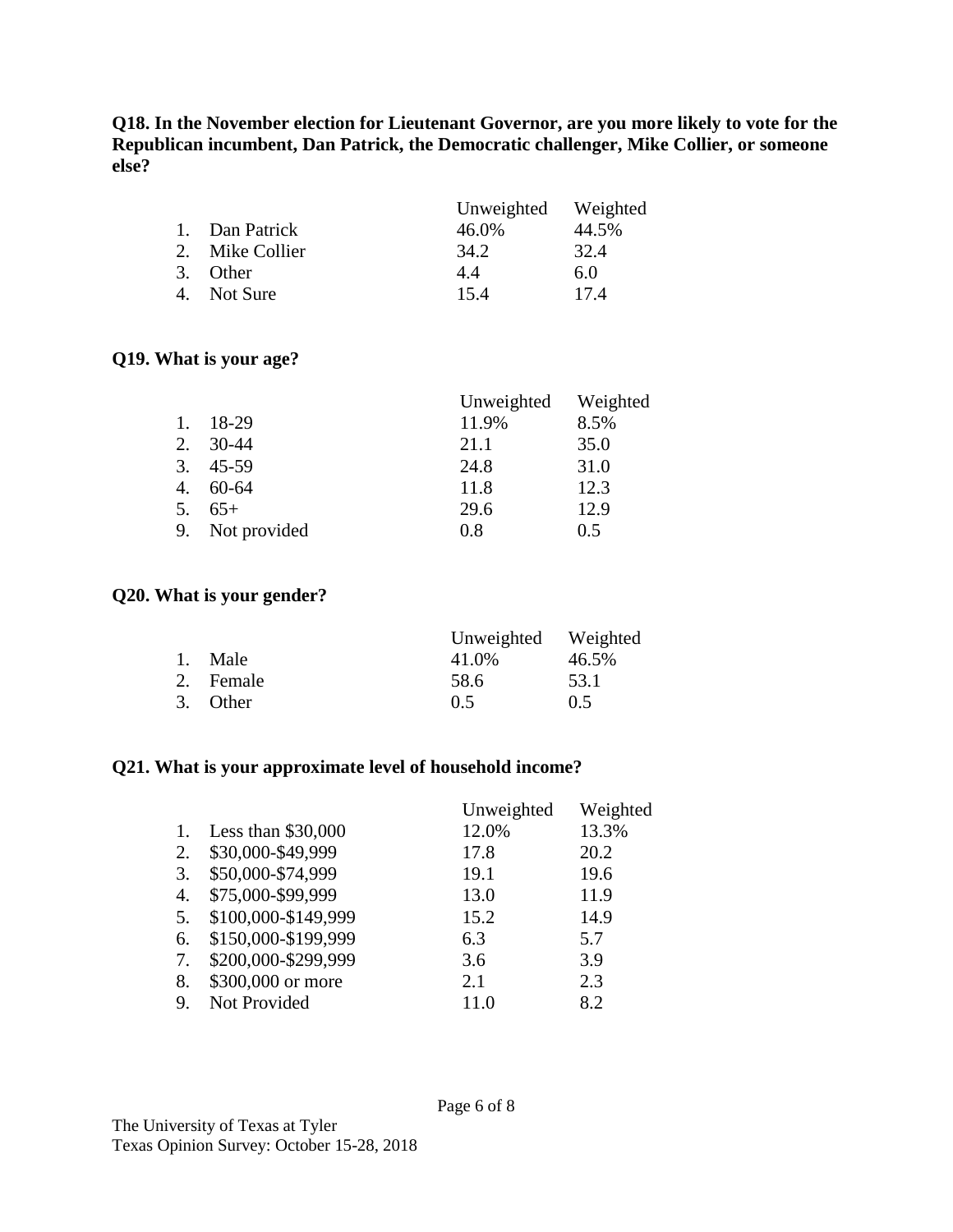**Q18. In the November election for Lieutenant Governor, are you more likely to vote for the Republican incumbent, Dan Patrick, the Democratic challenger, Mike Collier, or someone else?**

| | | Unweighted | Weighted |
|---|---|---|---|
| 1. | Dan Patrick | 46.0% | 44.5% |
| 2. | Mike Collier | 34.2 | 32.4 |
| 3. | Other | 4.4 | 6.0 |
| 4. | Not Sure | 15.4 | 17.4 |

**Q19. What is your age?**

| | | Unweighted | Weighted |
|---|---|---|---|
| 1. | 18-29 | 11.9% | 8.5% |
| 2. | 30-44 | 21.1 | 35.0 |
| 3. | 45-59 | 24.8 | 31.0 |
| 4. | 60-64 | 11.8 | 12.3 |
| 5. | 65+ | 29.6 | 12.9 |
| 9. | Not provided | 0.8 | 0.5 |

**Q20. What is your gender?**

| | | Unweighted | Weighted |
|---|---|---|---|
| 1. | Male | 41.0% | 46.5% |
| 2. | Female | 58.6 | 53.1 |
| 3. | Other | 0.5 | 0.5 |

**Q21. What is your approximate level of household income?**

| | | Unweighted | Weighted |
|---|---|---|---|
| 1. | Less than $30,000 | 12.0% | 13.3% |
| 2. | $30,000-$49,999 | 17.8 | 20.2 |
| 3. | $50,000-$74,999 | 19.1 | 19.6 |
| 4. | $75,000-$99,999 | 13.0 | 11.9 |
| 5. | $100,000-$149,999 | 15.2 | 14.9 |
| 6. | $150,000-$199,999 | 6.3 | 5.7 |
| 7. | $200,000-$299,999 | 3.6 | 3.9 |
| 8. | $300,000 or more | 2.1 | 2.3 |
| 9. | Not Provided | 11.0 | 8.2 |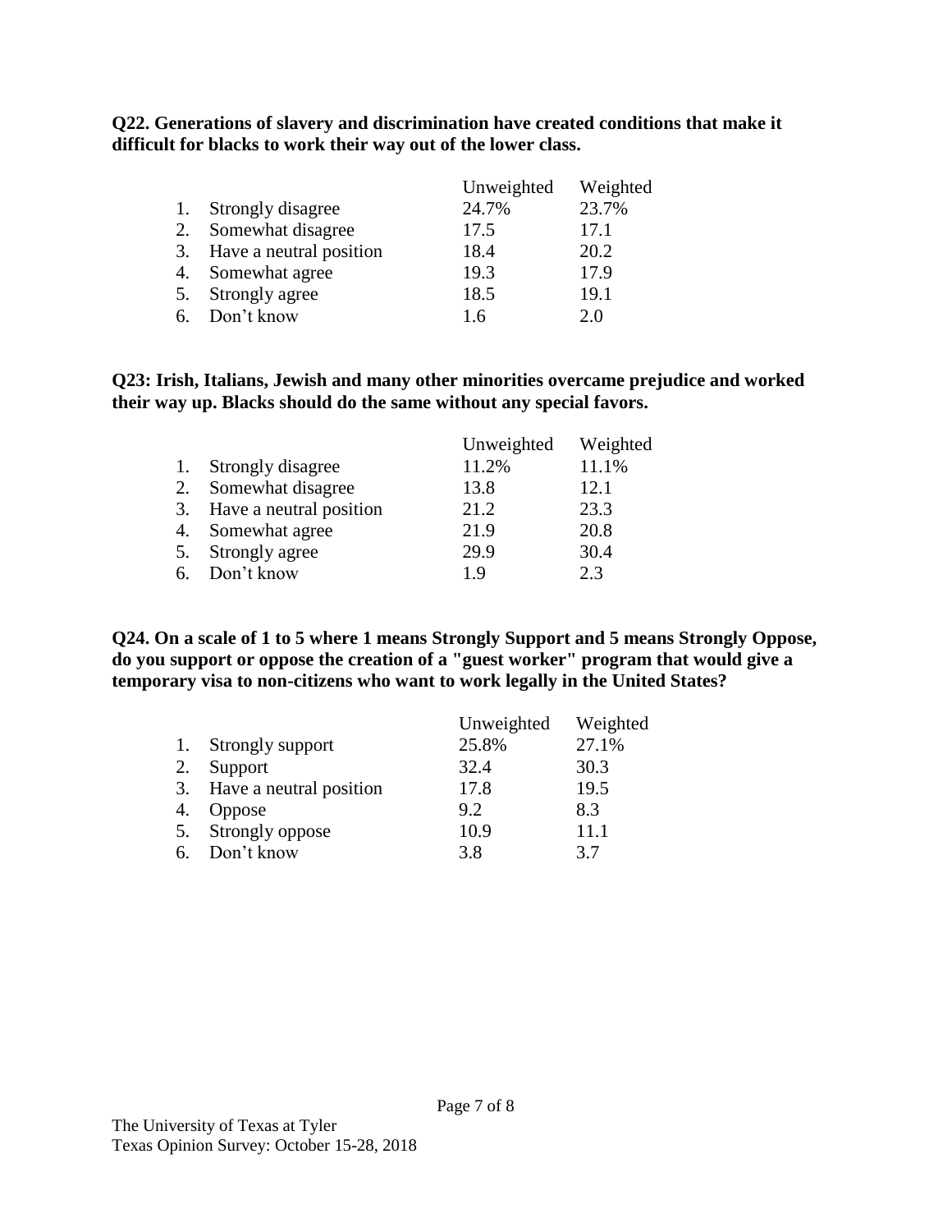**Q22. Generations of slavery and discrimination have created conditions that make it difficult for blacks to work their way out of the lower class.**

| | Unweighted | Weighted |
|---|---|---|
| 1. Strongly disagree | 24.7% | 23.7% |
| 2. Somewhat disagree | 17.5 | 17.1 |
| 3. Have a neutral position | 18.4 | 20.2 |
| 4. Somewhat agree | 19.3 | 17.9 |
| 5. Strongly agree | 18.5 | 19.1 |
| 6. Don't know | 1.6 | 2.0 |

**Q23: Irish, Italians, Jewish and many other minorities overcame prejudice and worked their way up. Blacks should do the same without any special favors.**

| | Unweighted | Weighted |
|---|---|---|
| 1. Strongly disagree | 11.2% | 11.1% |
| 2. Somewhat disagree | 13.8 | 12.1 |
| 3. Have a neutral position | 21.2 | 23.3 |
| 4. Somewhat agree | 21.9 | 20.8 |
| 5. Strongly agree | 29.9 | 30.4 |
| 6. Don't know | 1.9 | 2.3 |

**Q24. On a scale of 1 to 5 where 1 means Strongly Support and 5 means Strongly Oppose, do you support or oppose the creation of a "guest worker" program that would give a temporary visa to non-citizens who want to work legally in the United States?**

| | Unweighted | Weighted |
|---|---|---|
| 1. Strongly support | 25.8% | 27.1% |
| 2. Support | 32.4 | 30.3 |
| 3. Have a neutral position | 17.8 | 19.5 |
| 4. Oppose | 9.2 | 8.3 |
| 5. Strongly oppose | 10.9 | 11.1 |
| 6. Don't know | 3.8 | 3.7 |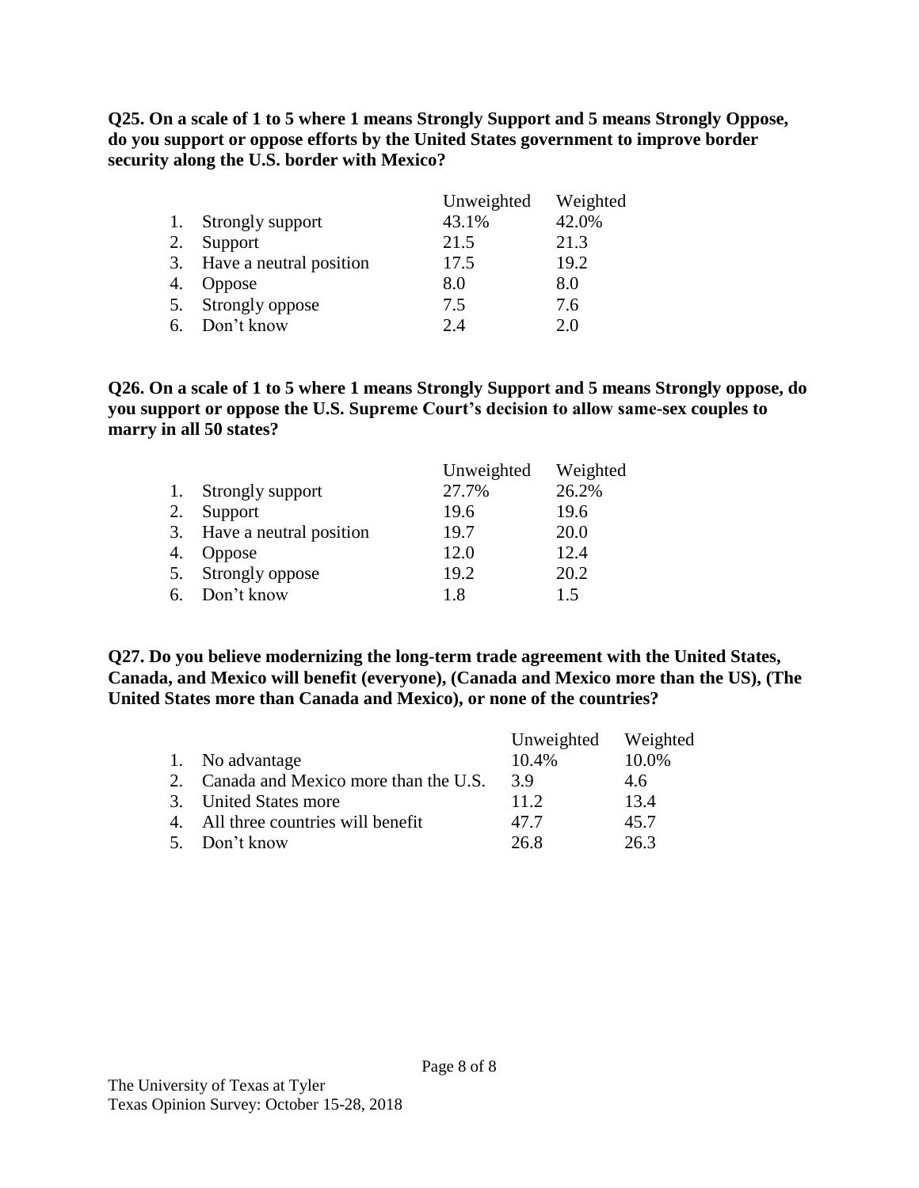**Q25. On a scale of 1 to 5 where 1 means Strongly Support and 5 means Strongly Oppose, do you support or oppose efforts by the United States government to improve border security along the U.S. border with Mexico?**

| | Unweighted | Weighted |
|---|---|---|
| 1. Strongly support | 43.1% | 42.0% |
| 2. Support | 21.5 | 21.3 |
| 3. Have a neutral position | 17.5 | 19.2 |
| 4. Oppose | 8.0 | 8.0 |
| 5. Strongly oppose | 7.5 | 7.6 |
| 6. Don't know | 2.4 | 2.0 |

**Q26. On a scale of 1 to 5 where 1 means Strongly Support and 5 means Strongly oppose, do you support or oppose the U.S. Supreme Court's decision to allow same-sex couples to marry in all 50 states?**

| | Unweighted | Weighted |
|---|---|---|
| 1. Strongly support | 27.7% | 26.2% |
| 2. Support | 19.6 | 19.6 |
| 3. Have a neutral position | 19.7 | 20.0 |
| 4. Oppose | 12.0 | 12.4 |
| 5. Strongly oppose | 19.2 | 20.2 |
| 6. Don't know | 1.8 | 1.5 |

**Q27. Do you believe modernizing the long-term trade agreement with the United States, Canada, and Mexico will benefit (everyone), (Canada and Mexico more than the US), (The United States more than Canada and Mexico), or none of the countries?**

| | Unweighted | Weighted |
|---|---|---|
| 1. No advantage | 10.4% | 10.0% |
| 2. Canada and Mexico more than the U.S. | 3.9 | 4.6 |
| 3. United States more | 11.2 | 13.4 |
| 4. All three countries will benefit | 47.7 | 45.7 |
| 5. Don't know | 26.8 | 26.3 |

The University of Texas at Tyler
Texas Opinion Survey: October 15-28, 2018